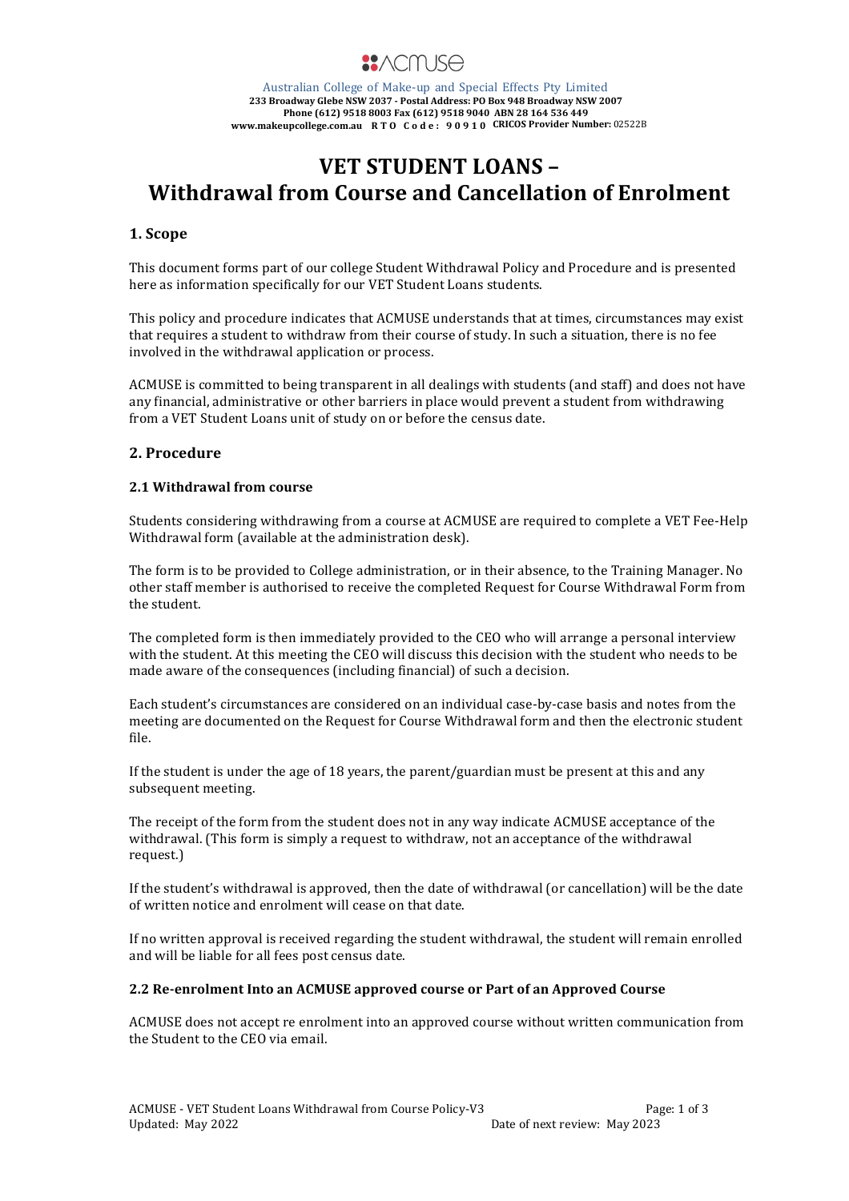ACMUSE

Australian College of Make-up and Special Effects Pty Limited
**233 Broadway Glebe NSW 2037 - Postal Address: PO Box 948 Broadway NSW 2007**
**Phone (612) 9518 8003 Fax (612) 9518 9040 ABN 28 164 536 449**
**www.makeupcollege.com.au RTO Code: 90910 CRICOS Provider Number:** 02522B

# VET STUDENT LOANS – Withdrawal from Course and Cancellation of Enrolment

## 1. Scope

This document forms part of our college Student Withdrawal Policy and Procedure and is presented here as information specifically for our VET Student Loans students.

This policy and procedure indicates that ACMUSE understands that at times, circumstances may exist that requires a student to withdraw from their course of study. In such a situation, there is no fee involved in the withdrawal application or process.

ACMUSE is committed to being transparent in all dealings with students (and staff) and does not have any financial, administrative or other barriers in place would prevent a student from withdrawing from a VET Student Loans unit of study on or before the census date.

## 2. Procedure

### 2.1 Withdrawal from course

Students considering withdrawing from a course at ACMUSE are required to complete a VET Fee-Help Withdrawal form (available at the administration desk).

The form is to be provided to College administration, or in their absence, to the Training Manager. No other staff member is authorised to receive the completed Request for Course Withdrawal Form from the student.

The completed form is then immediately provided to the CEO who will arrange a personal interview with the student. At this meeting the CEO will discuss this decision with the student who needs to be made aware of the consequences (including financial) of such a decision.

Each student's circumstances are considered on an individual case-by-case basis and notes from the meeting are documented on the Request for Course Withdrawal form and then the electronic student file.

If the student is under the age of 18 years, the parent/guardian must be present at this and any subsequent meeting.

The receipt of the form from the student does not in any way indicate ACMUSE acceptance of the withdrawal. (This form is simply a request to withdraw, not an acceptance of the withdrawal request.)

If the student's withdrawal is approved, then the date of withdrawal (or cancellation) will be the date of written notice and enrolment will cease on that date.

If no written approval is received regarding the student withdrawal, the student will remain enrolled and will be liable for all fees post census date.

### 2.2 Re-enrolment Into an ACMUSE approved course or Part of an Approved Course

ACMUSE does not accept re enrolment into an approved course without written communication from the Student to the CEO via email.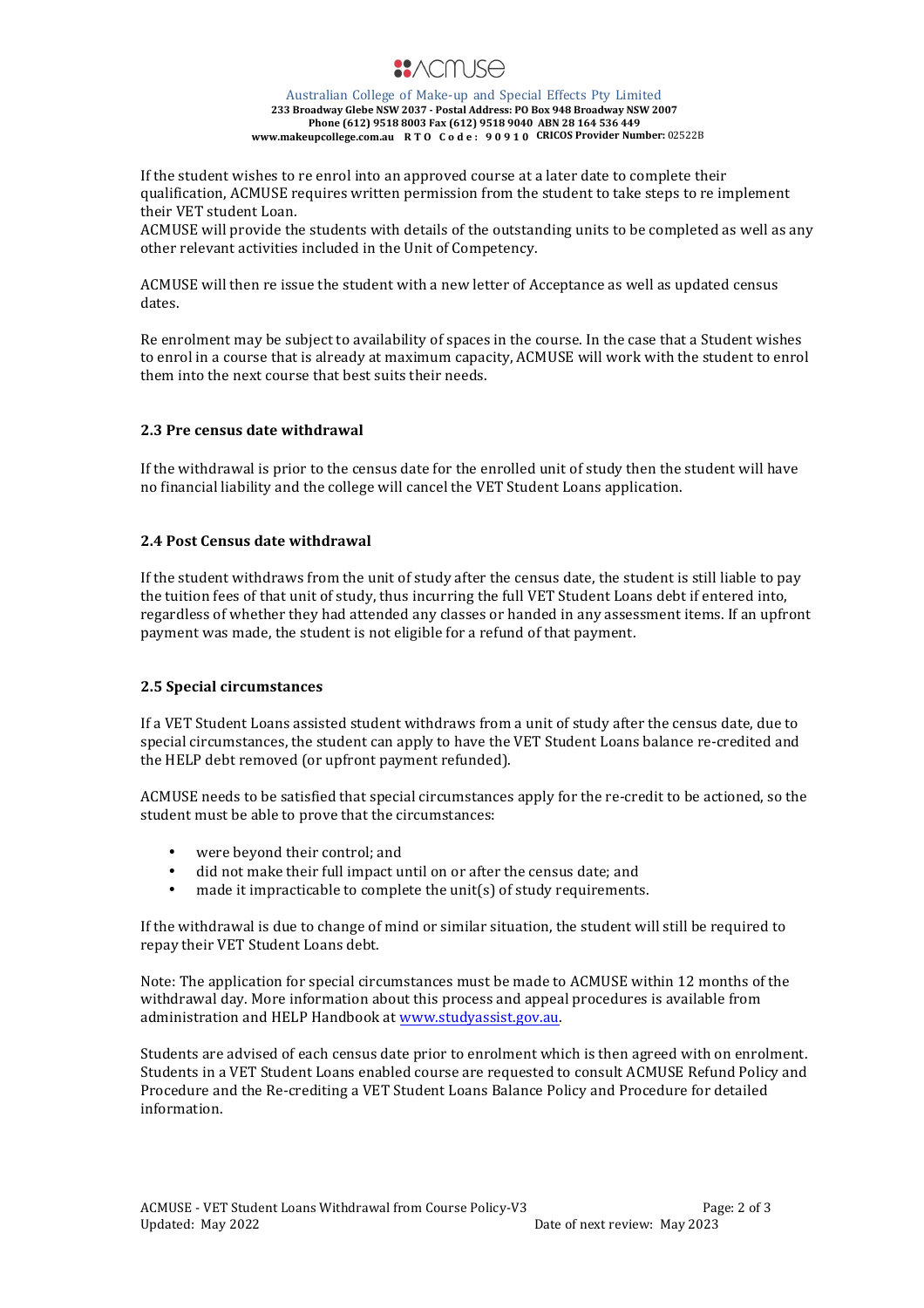If the student wishes to re enrol into an approved course at a later date to complete their qualification, ACMUSE requires written permission from the student to take steps to re implement their VET student Loan.
ACMUSE will provide the students with details of the outstanding units to be completed as well as any other relevant activities included in the Unit of Competency.

ACMUSE will then re issue the student with a new letter of Acceptance as well as updated census dates.

Re enrolment may be subject to availability of spaces in the course. In the case that a Student wishes to enrol in a course that is already at maximum capacity, ACMUSE will work with the student to enrol them into the next course that best suits their needs.

### 2.3 Pre census date withdrawal

If the withdrawal is prior to the census date for the enrolled unit of study then the student will have no financial liability and the college will cancel the VET Student Loans application.

### 2.4 Post Census date withdrawal

If the student withdraws from the unit of study after the census date, the student is still liable to pay the tuition fees of that unit of study, thus incurring the full VET Student Loans debt if entered into, regardless of whether they had attended any classes or handed in any assessment items. If an upfront payment was made, the student is not eligible for a refund of that payment.

### 2.5 Special circumstances

If a VET Student Loans assisted student withdraws from a unit of study after the census date, due to special circumstances, the student can apply to have the VET Student Loans balance re-credited and the HELP debt removed (or upfront payment refunded).

ACMUSE needs to be satisfied that special circumstances apply for the re-credit to be actioned, so the student must be able to prove that the circumstances:

- were beyond their control; and
- did not make their full impact until on or after the census date; and
- made it impracticable to complete the unit(s) of study requirements.

If the withdrawal is due to change of mind or similar situation, the student will still be required to repay their VET Student Loans debt.

Note: The application for special circumstances must be made to ACMUSE within 12 months of the withdrawal day. More information about this process and appeal procedures is available from administration and HELP Handbook at www.studyassist.gov.au.

Students are advised of each census date prior to enrolment which is then agreed with on enrolment. Students in a VET Student Loans enabled course are requested to consult ACMUSE Refund Policy and Procedure and the Re-crediting a VET Student Loans Balance Policy and Procedure for detailed information.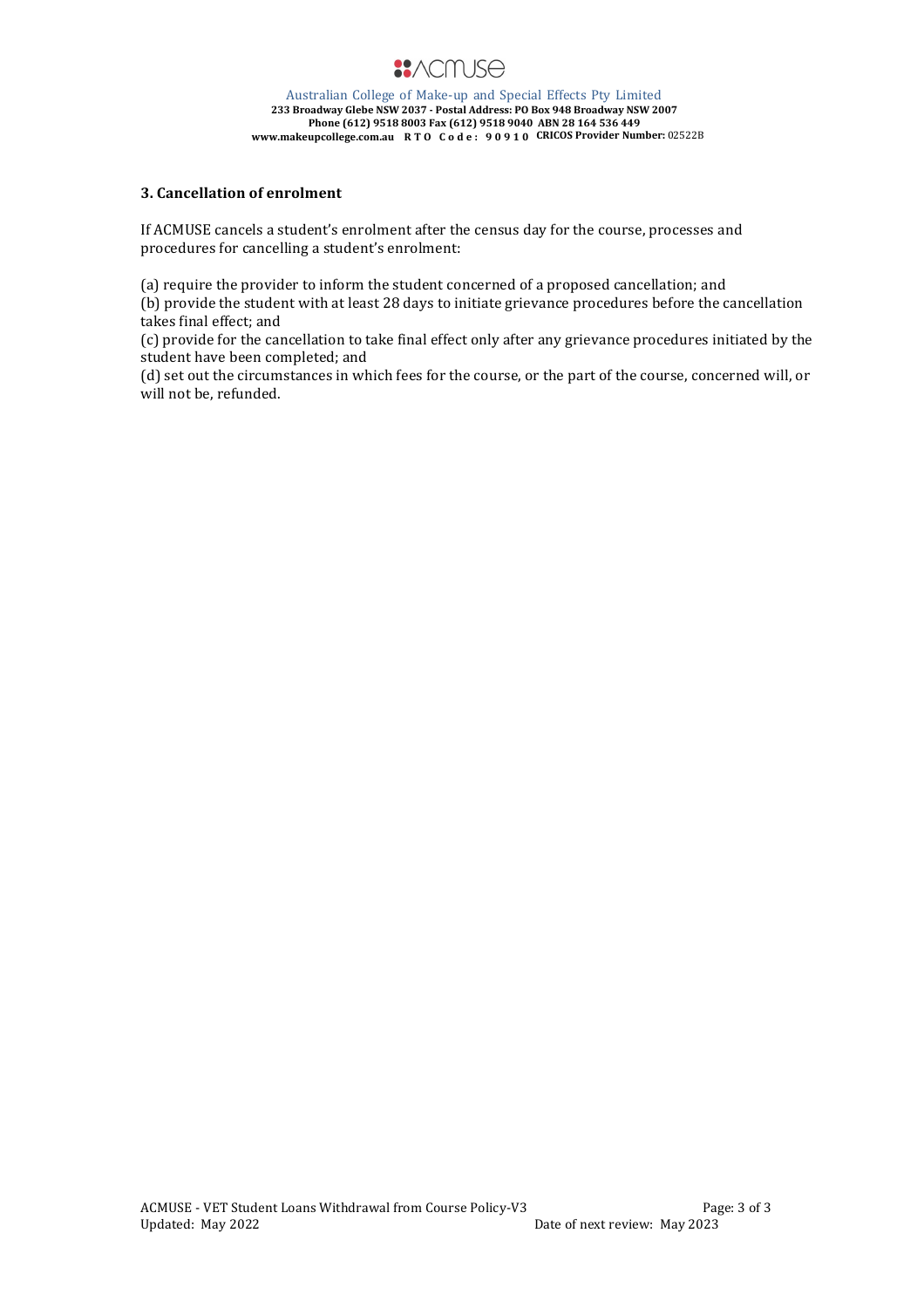## 3. Cancellation of enrolment

If ACMUSE cancels a student's enrolment after the census day for the course, processes and procedures for cancelling a student's enrolment:

(a) require the provider to inform the student concerned of a proposed cancellation; and
(b) provide the student with at least 28 days to initiate grievance procedures before the cancellation takes final effect; and
(c) provide for the cancellation to take final effect only after any grievance procedures initiated by the student have been completed; and
(d) set out the circumstances in which fees for the course, or the part of the course, concerned will, or will not be, refunded.